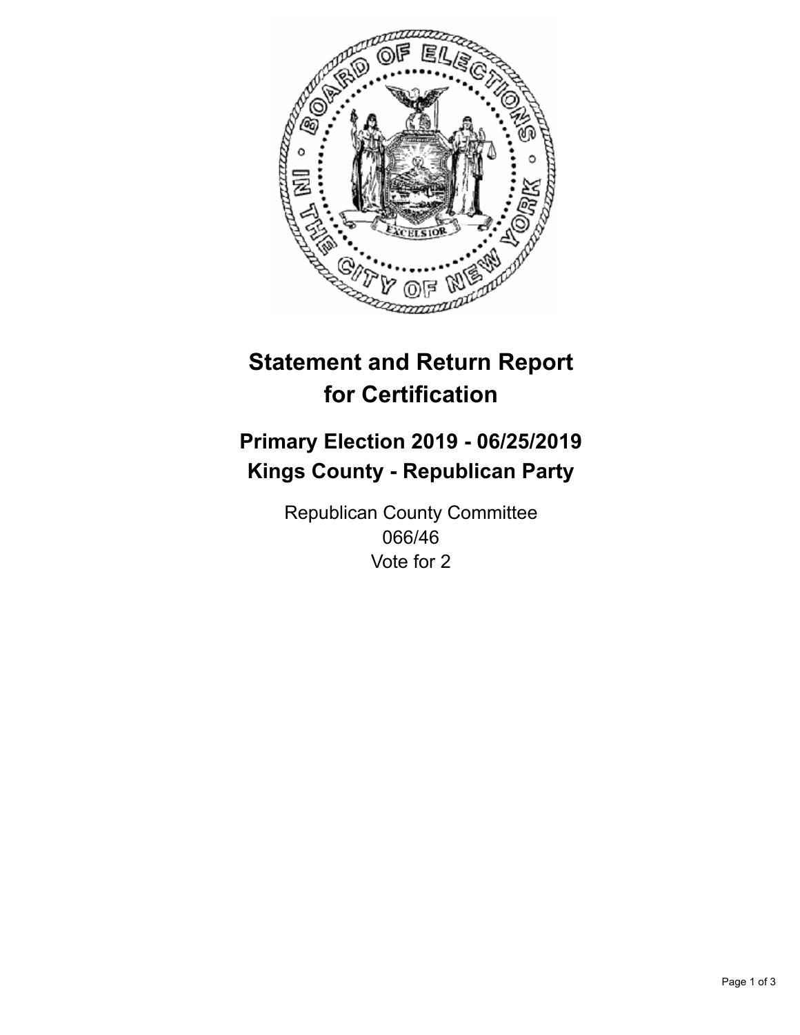# Statement and Return Report for Certification

## Primary Election 2019 - 06/25/2019
## Kings County - Republican Party

Republican County Committee
066/46
Vote for 2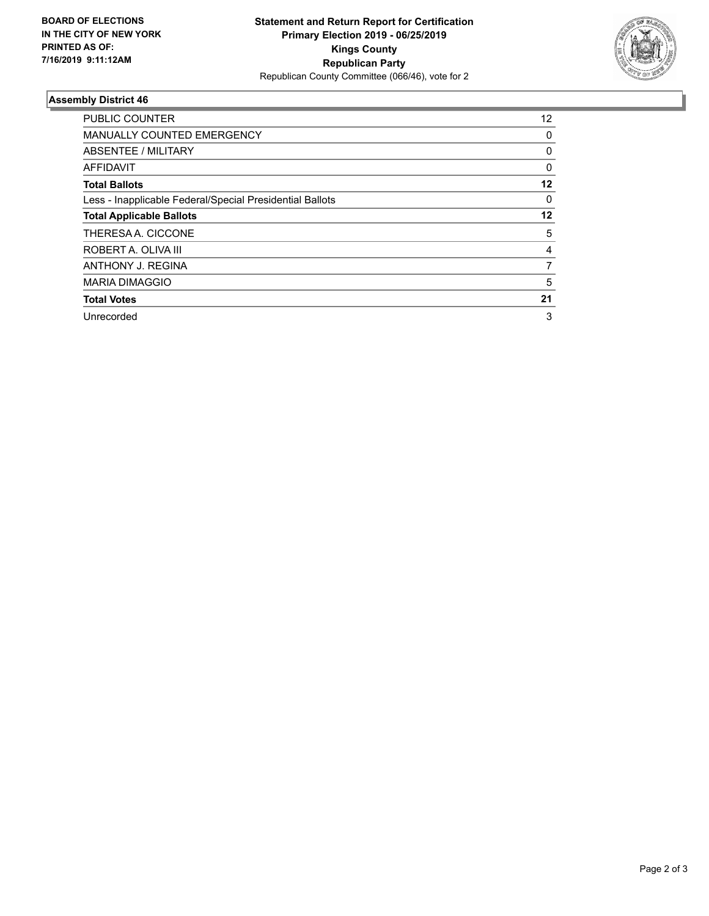**BOARD OF ELECTIONS IN THE CITY OF NEW YORK PRINTED AS OF: 7/16/2019 9:11:12AM**

**Statement and Return Report for Certification**
**Primary Election 2019 - 06/25/2019**
**Kings County**
**Republican Party**
Republican County Committee (066/46), vote for 2

### Assembly District 46

| | |
|---|---|
| PUBLIC COUNTER | 12 |
| MANUALLY COUNTED EMERGENCY | 0 |
| ABSENTEE / MILITARY | 0 |
| AFFIDAVIT | 0 |
| **Total Ballots** | **12** |
| Less - Inapplicable Federal/Special Presidential Ballots | 0 |
| **Total Applicable Ballots** | **12** |
| THERESA A. CICCONE | 5 |
| ROBERT A. OLIVA III | 4 |
| ANTHONY J. REGINA | 7 |
| MARIA DIMAGGIO | 5 |
| **Total Votes** | **21** |
| Unrecorded | 3 |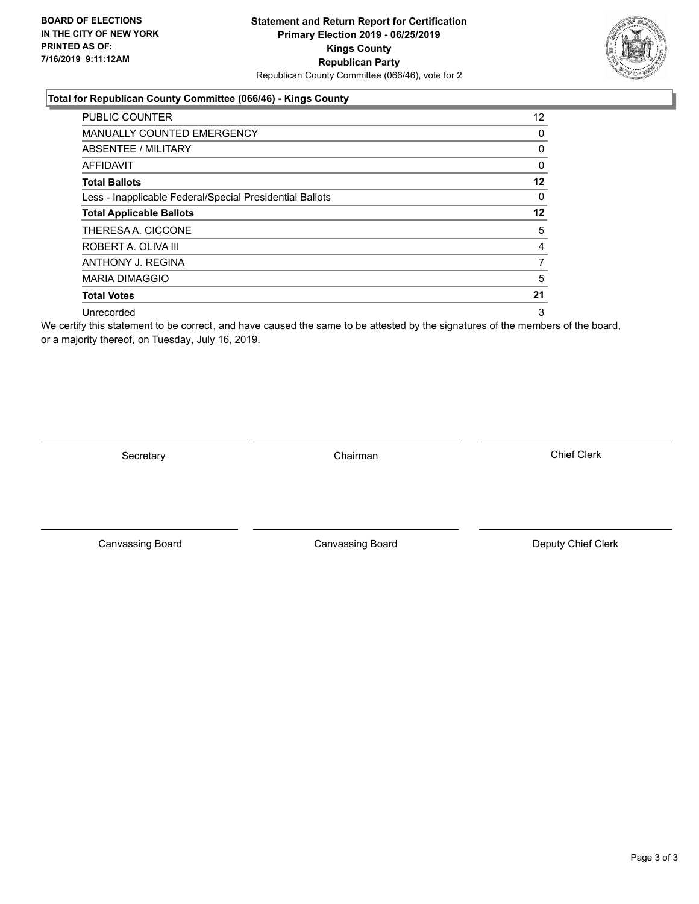**BOARD OF ELECTIONS IN THE CITY OF NEW YORK PRINTED AS OF: 7/16/2019 9:11:12AM**

**Statement and Return Report for Certification**
**Primary Election 2019 - 06/25/2019**
**Kings County**
**Republican Party**
Republican County Committee (066/46), vote for 2

**Total for Republican County Committee (066/46) - Kings County**

| | |
|---|---|
| PUBLIC COUNTER | 12 |
| MANUALLY COUNTED EMERGENCY | 0 |
| ABSENTEE / MILITARY | 0 |
| AFFIDAVIT | 0 |
| **Total Ballots** | **12** |
| Less - Inapplicable Federal/Special Presidential Ballots | 0 |
| **Total Applicable Ballots** | **12** |
| THERESA A. CICCONE | 5 |
| ROBERT A. OLIVA III | 4 |
| ANTHONY J. REGINA | 7 |
| MARIA DIMAGGIO | 5 |
| **Total Votes** | **21** |
| Unrecorded | 3 |

We certify this statement to be correct, and have caused the same to be attested by the signatures of the members of the board, or a majority thereof, on Tuesday, July 16, 2019.

Secretary

Chairman

Chief Clerk

Canvassing Board

Canvassing Board

Deputy Chief Clerk